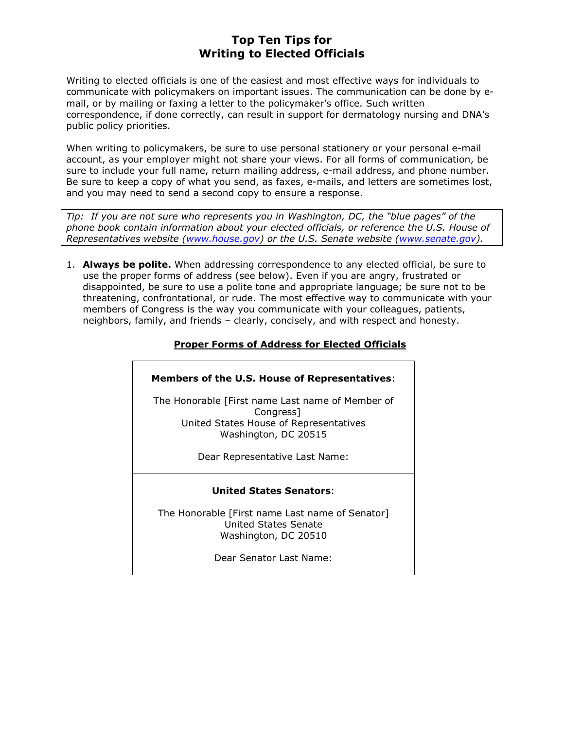# Top Ten Tips for Writing to Elected Officials

Writing to elected officials is one of the easiest and most effective ways for individuals to communicate with policymakers on important issues. The communication can be done by e-mail, or by mailing or faxing a letter to the policymaker's office. Such written correspondence, if done correctly, can result in support for dermatology nursing and DNA's public policy priorities.

When writing to policymakers, be sure to use personal stationery or your personal e-mail account, as your employer might not share your views. For all forms of communication, be sure to include your full name, return mailing address, e-mail address, and phone number. Be sure to keep a copy of what you send, as faxes, e-mails, and letters are sometimes lost, and you may need to send a second copy to ensure a response.

> *Tip: If you are not sure who represents you in Washington, DC, the "blue pages" of the phone book contain information about your elected officials, or reference the U.S. House of Representatives website (www.house.gov) or the U.S. Senate website (www.senate.gov).*

1. **Always be polite.** When addressing correspondence to any elected official, be sure to use the proper forms of address (see below). Even if you are angry, frustrated or disappointed, be sure to use a polite tone and appropriate language; be sure not to be threatening, confrontational, or rude. The most effective way to communicate with your members of Congress is the way you communicate with your colleagues, patients, neighbors, family, and friends – clearly, concisely, and with respect and honesty.

**Proper Forms of Address for Elected Officials**

**Members of the U.S. House of Representatives**:

The Honorable [First name Last name of Member of Congress]
United States House of Representatives
Washington, DC 20515

Dear Representative Last Name:

**United States Senators**:

The Honorable [First name Last name of Senator]
United States Senate
Washington, DC 20510

Dear Senator Last Name: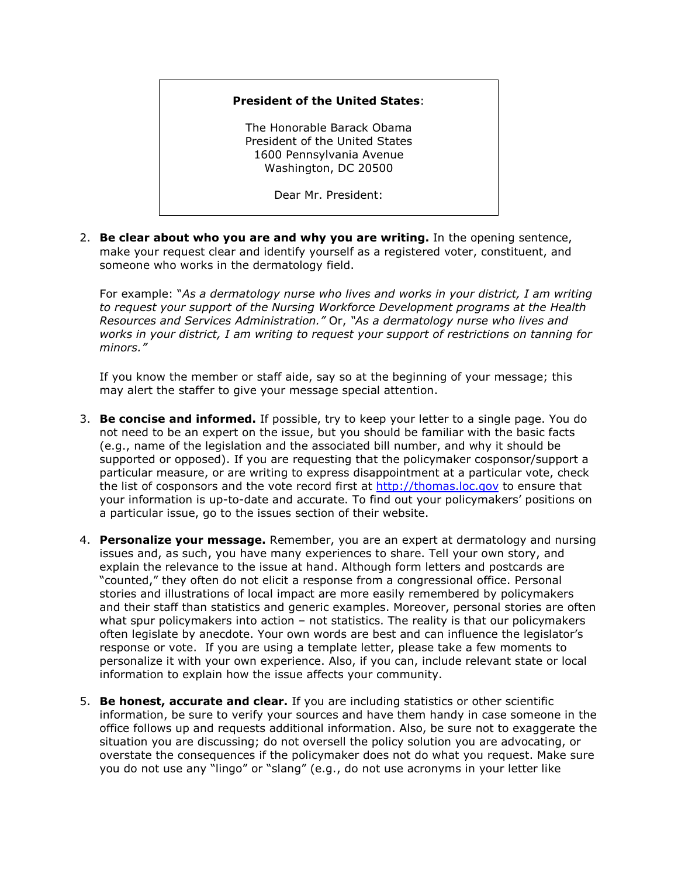**President of the United States**:

The Honorable Barack Obama
President of the United States
1600 Pennsylvania Avenue
Washington, DC 20500

Dear Mr. President:

2. **Be clear about who you are and why you are writing.** In the opening sentence, make your request clear and identify yourself as a registered voter, constituent, and someone who works in the dermatology field.

   For example: "*As a dermatology nurse who lives and works in your district, I am writing to request your support of the Nursing Workforce Development programs at the Health Resources and Services Administration."* Or, *"As a dermatology nurse who lives and works in your district, I am writing to request your support of restrictions on tanning for minors."*

   If you know the member or staff aide, say so at the beginning of your message; this may alert the staffer to give your message special attention.

3. **Be concise and informed.** If possible, try to keep your letter to a single page. You do not need to be an expert on the issue, but you should be familiar with the basic facts (e.g., name of the legislation and the associated bill number, and why it should be supported or opposed). If you are requesting that the policymaker cosponsor/support a particular measure, or are writing to express disappointment at a particular vote, check the list of cosponsors and the vote record first at [http://thomas.loc.gov](http://thomas.loc.gov) to ensure that your information is up-to-date and accurate. To find out your policymakers' positions on a particular issue, go to the issues section of their website.

4. **Personalize your message.** Remember, you are an expert at dermatology and nursing issues and, as such, you have many experiences to share. Tell your own story, and explain the relevance to the issue at hand. Although form letters and postcards are "counted," they often do not elicit a response from a congressional office. Personal stories and illustrations of local impact are more easily remembered by policymakers and their staff than statistics and generic examples. Moreover, personal stories are often what spur policymakers into action – not statistics. The reality is that our policymakers often legislate by anecdote. Your own words are best and can influence the legislator's response or vote. If you are using a template letter, please take a few moments to personalize it with your own experience. Also, if you can, include relevant state or local information to explain how the issue affects your community.

5. **Be honest, accurate and clear.** If you are including statistics or other scientific information, be sure to verify your sources and have them handy in case someone in the office follows up and requests additional information. Also, be sure not to exaggerate the situation you are discussing; do not oversell the policy solution you are advocating, or overstate the consequences if the policymaker does not do what you request. Make sure you do not use any "lingo" or "slang" (e.g., do not use acronyms in your letter like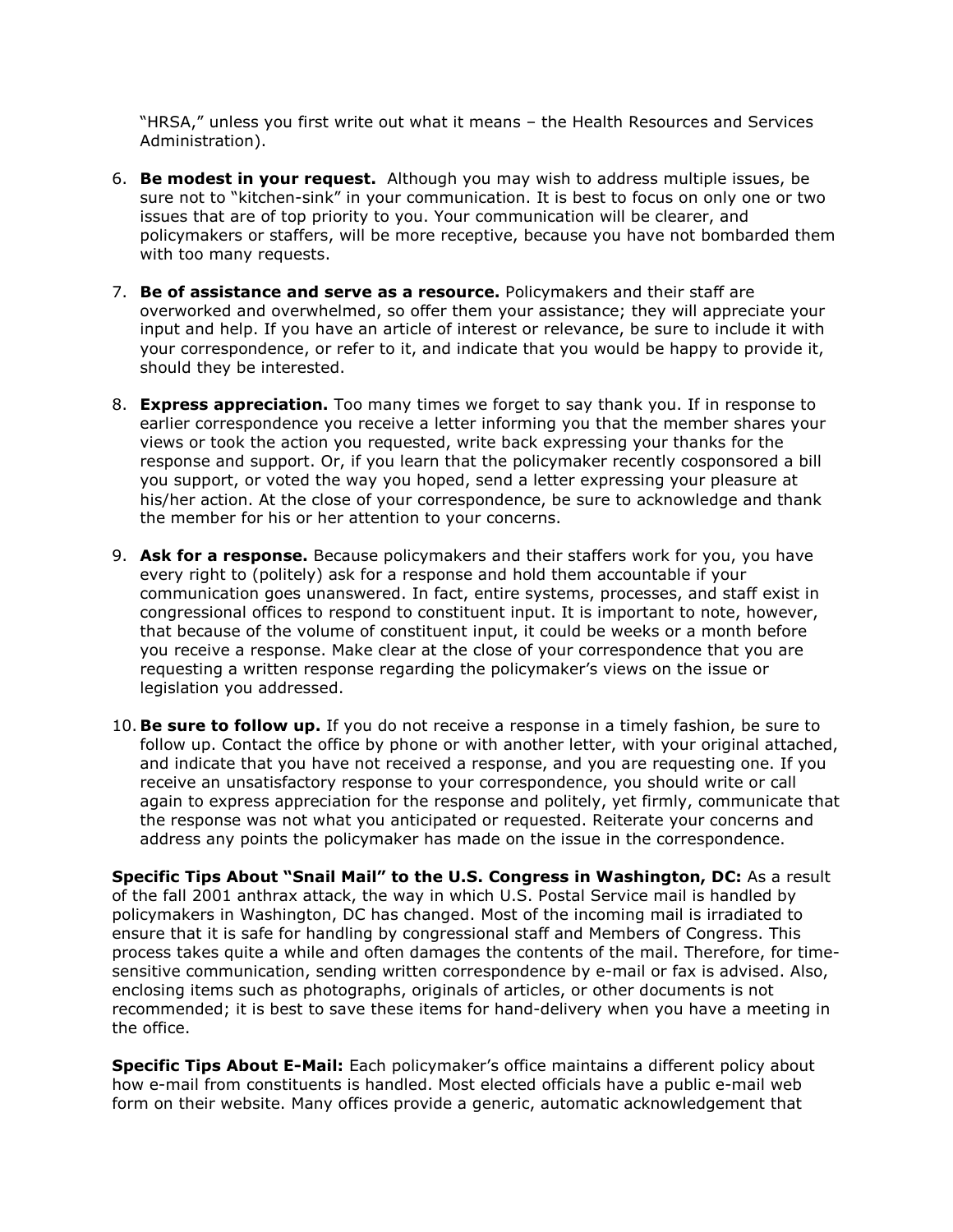"HRSA," unless you first write out what it means – the Health Resources and Services Administration).

6. **Be modest in your request.** Although you may wish to address multiple issues, be sure not to "kitchen-sink" in your communication. It is best to focus on only one or two issues that are of top priority to you. Your communication will be clearer, and policymakers or staffers, will be more receptive, because you have not bombarded them with too many requests.

7. **Be of assistance and serve as a resource.** Policymakers and their staff are overworked and overwhelmed, so offer them your assistance; they will appreciate your input and help. If you have an article of interest or relevance, be sure to include it with your correspondence, or refer to it, and indicate that you would be happy to provide it, should they be interested.

8. **Express appreciation.** Too many times we forget to say thank you. If in response to earlier correspondence you receive a letter informing you that the member shares your views or took the action you requested, write back expressing your thanks for the response and support. Or, if you learn that the policymaker recently cosponsored a bill you support, or voted the way you hoped, send a letter expressing your pleasure at his/her action. At the close of your correspondence, be sure to acknowledge and thank the member for his or her attention to your concerns.

9. **Ask for a response.** Because policymakers and their staffers work for you, you have every right to (politely) ask for a response and hold them accountable if your communication goes unanswered. In fact, entire systems, processes, and staff exist in congressional offices to respond to constituent input. It is important to note, however, that because of the volume of constituent input, it could be weeks or a month before you receive a response. Make clear at the close of your correspondence that you are requesting a written response regarding the policymaker's views on the issue or legislation you addressed.

10. **Be sure to follow up.** If you do not receive a response in a timely fashion, be sure to follow up. Contact the office by phone or with another letter, with your original attached, and indicate that you have not received a response, and you are requesting one. If you receive an unsatisfactory response to your correspondence, you should write or call again to express appreciation for the response and politely, yet firmly, communicate that the response was not what you anticipated or requested. Reiterate your concerns and address any points the policymaker has made on the issue in the correspondence.

**Specific Tips About "Snail Mail" to the U.S. Congress in Washington, DC:** As a result of the fall 2001 anthrax attack, the way in which U.S. Postal Service mail is handled by policymakers in Washington, DC has changed. Most of the incoming mail is irradiated to ensure that it is safe for handling by congressional staff and Members of Congress. This process takes quite a while and often damages the contents of the mail. Therefore, for time-sensitive communication, sending written correspondence by e-mail or fax is advised. Also, enclosing items such as photographs, originals of articles, or other documents is not recommended; it is best to save these items for hand-delivery when you have a meeting in the office.

**Specific Tips About E-Mail:** Each policymaker's office maintains a different policy about how e-mail from constituents is handled. Most elected officials have a public e-mail web form on their website. Many offices provide a generic, automatic acknowledgement that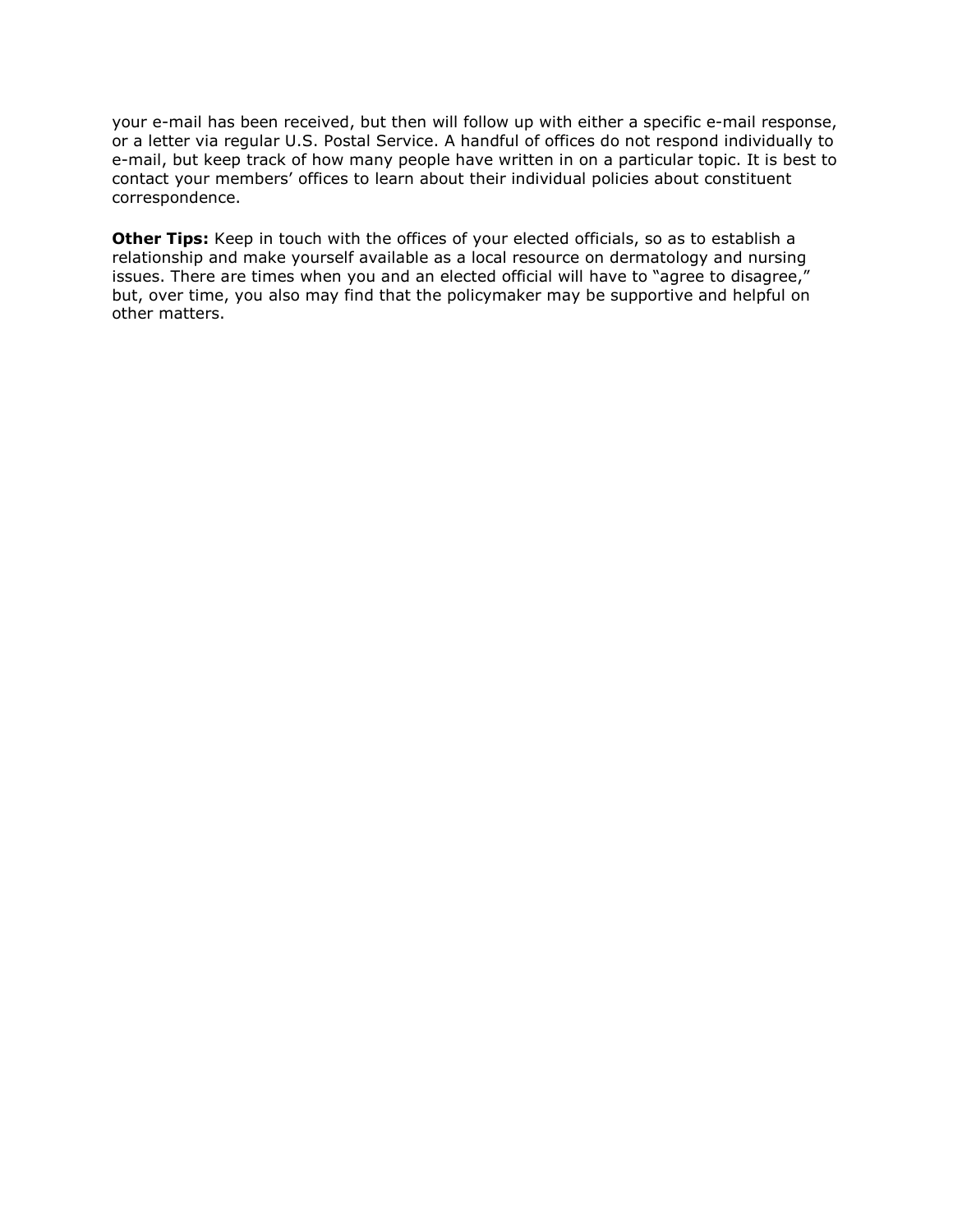your e-mail has been received, but then will follow up with either a specific e-mail response, or a letter via regular U.S. Postal Service. A handful of offices do not respond individually to e-mail, but keep track of how many people have written in on a particular topic. It is best to contact your members' offices to learn about their individual policies about constituent correspondence.

**Other Tips:** Keep in touch with the offices of your elected officials, so as to establish a relationship and make yourself available as a local resource on dermatology and nursing issues. There are times when you and an elected official will have to "agree to disagree," but, over time, you also may find that the policymaker may be supportive and helpful on other matters.